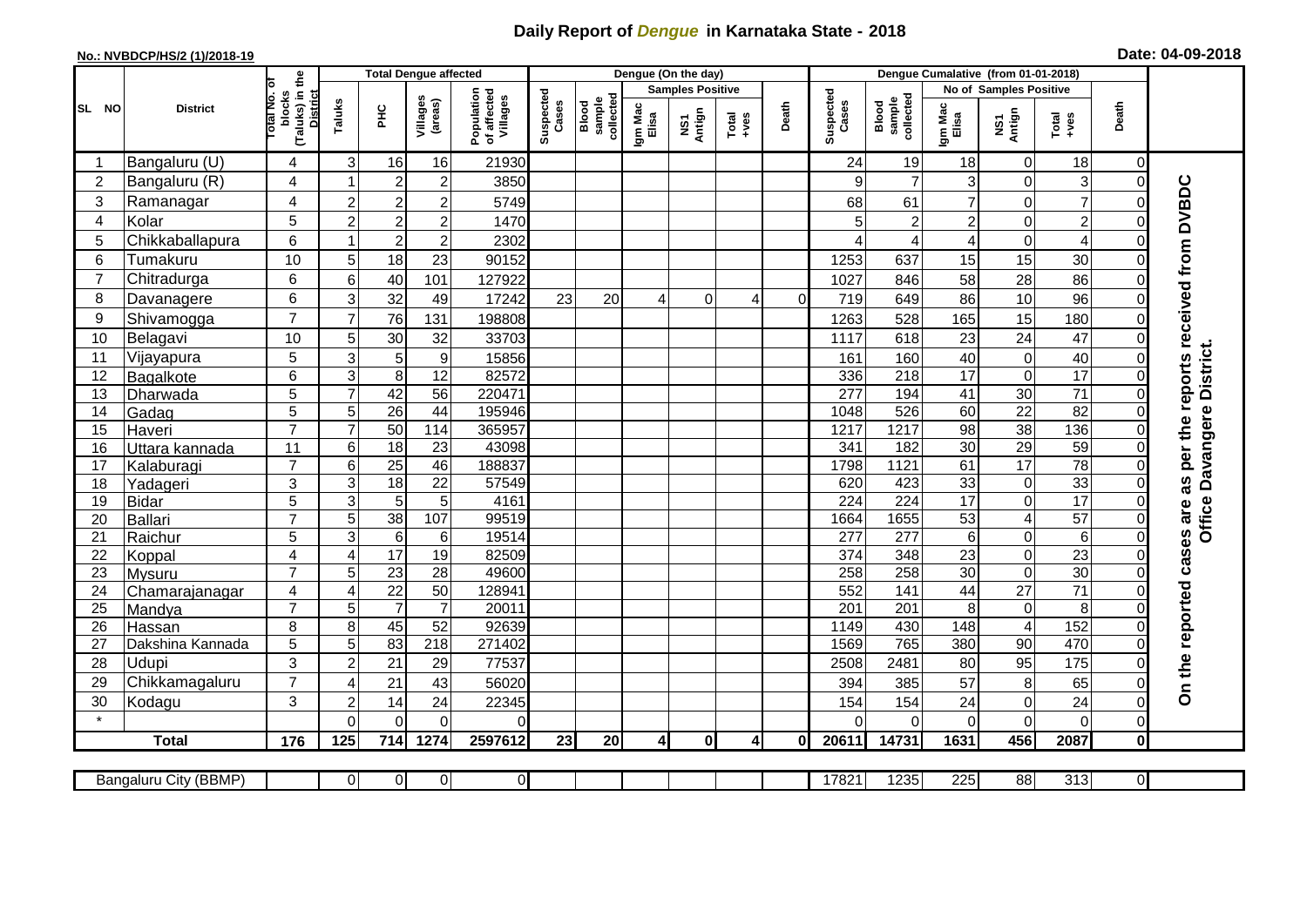# Daily Report of *Dengue* in Karnataka State - 2018

**No.: NVBDCP/HS/2 (1)/2018-19**

**Date: 04-09-2018**

| SL NO | District | Total No. of blocks (Taluks) in the District | Total Dengue affected | | | | Dengue (On the day) | | | | | | | Dengue Cumalative (from 01-01-2018) | | | | | | | |
|---|---|---|---|---|---|---|---|---|---|---|---|---|---|---|---|---|---|---|---|---|
| | | | Taluks | PHC | Villages (areas) | Population of affected Villages | Suspected Cases | Blood sample collected | Samples Positive | | | Death | Suspected Cases | Blood sample collected | No of Samples Positive | | | Death | |
| | | | | | | | | | Igm Mac Elisa | NS1 Antign | Total +ves | | | | Igm Mac Elisa | NS1 Antign | Total +ves | | |
| 1 | Bangaluru (U) | 4 | 3 | 16 | 16 | 21930 | | | | | | | 24 | 19 | 18 | 0 | 18 | 0 | On the reported cases are as per the reports received from DVBDC Office Davangere District. |
| 2 | Bangaluru (R) | 4 | 1 | 2 | 2 | 3850 | | | | | | | 9 | 7 | 3 | 0 | 3 | 0 | |
| 3 | Ramanagar | 4 | 2 | 2 | 2 | 5749 | | | | | | | 68 | 61 | 7 | 0 | 7 | 0 | |
| 4 | Kolar | 5 | 2 | 2 | 2 | 1470 | | | | | | | 5 | 2 | 2 | 0 | 2 | 0 | |
| 5 | Chikkaballapura | 6 | 1 | 2 | 2 | 2302 | | | | | | | 4 | 4 | 4 | 0 | 4 | 0 | |
| 6 | Tumakuru | 10 | 5 | 18 | 23 | 90152 | | | | | | | 1253 | 637 | 15 | 15 | 30 | 0 | |
| 7 | Chitradurga | 6 | 6 | 40 | 101 | 127922 | | | | | | | 1027 | 846 | 58 | 28 | 86 | 0 | |
| 8 | Davanagere | 6 | 3 | 32 | 49 | 17242 | 23 | 20 | 4 | 0 | 4 | 0 | 719 | 649 | 86 | 10 | 96 | 0 | |
| 9 | Shivamogga | 7 | 7 | 76 | 131 | 198808 | | | | | | | 1263 | 528 | 165 | 15 | 180 | 0 | |
| 10 | Belagavi | 10 | 5 | 30 | 32 | 33703 | | | | | | | 1117 | 618 | 23 | 24 | 47 | 0 | |
| 11 | Vijayapura | 5 | 3 | 5 | 9 | 15856 | | | | | | | 161 | 160 | 40 | 0 | 40 | 0 | |
| 12 | Bagalkote | 6 | 3 | 8 | 12 | 82572 | | | | | | | 336 | 218 | 17 | 0 | 17 | 0 | |
| 13 | Dharwada | 5 | 7 | 42 | 56 | 220471 | | | | | | | 277 | 194 | 41 | 30 | 71 | 0 | |
| 14 | Gadag | 5 | 5 | 26 | 44 | 195946 | | | | | | | 1048 | 526 | 60 | 22 | 82 | 0 | |
| 15 | Haveri | 7 | 7 | 50 | 114 | 365957 | | | | | | | 1217 | 1217 | 98 | 38 | 136 | 0 | |
| 16 | Uttara kannada | 11 | 6 | 18 | 23 | 43098 | | | | | | | 341 | 182 | 30 | 29 | 59 | 0 | |
| 17 | Kalaburagi | 7 | 6 | 25 | 46 | 188837 | | | | | | | 1798 | 1121 | 61 | 17 | 78 | 0 | |
| 18 | Yadageri | 3 | 3 | 18 | 22 | 57549 | | | | | | | 620 | 423 | 33 | 0 | 33 | 0 | |
| 19 | Bidar | 5 | 3 | 5 | 5 | 4161 | | | | | | | 224 | 224 | 17 | 0 | 17 | 0 | |
| 20 | Ballari | 7 | 5 | 38 | 107 | 99519 | | | | | | | 1664 | 1655 | 53 | 4 | 57 | 0 | |
| 21 | Raichur | 5 | 3 | 6 | 6 | 19514 | | | | | | | 277 | 277 | 6 | 0 | 6 | 0 | |
| 22 | Koppal | 4 | 4 | 17 | 19 | 82509 | | | | | | | 374 | 348 | 23 | 0 | 23 | 0 | |
| 23 | Mysuru | 7 | 5 | 23 | 28 | 49600 | | | | | | | 258 | 258 | 30 | 0 | 30 | 0 | |
| 24 | Chamarajanagar | 4 | 4 | 22 | 50 | 128941 | | | | | | | 552 | 141 | 44 | 27 | 71 | 0 | |
| 25 | Mandya | 7 | 5 | 7 | 7 | 20011 | | | | | | | 201 | 201 | 8 | 0 | 8 | 0 | |
| 26 | Hassan | 8 | 8 | 45 | 52 | 92639 | | | | | | | 1149 | 430 | 148 | 4 | 152 | 0 | |
| 27 | Dakshina Kannada | 5 | 5 | 83 | 218 | 271402 | | | | | | | 1569 | 765 | 380 | 90 | 470 | 0 | |
| 28 | Udupi | 3 | 2 | 21 | 29 | 77537 | | | | | | | 2508 | 2481 | 80 | 95 | 175 | 0 | |
| 29 | Chikkamagaluru | 7 | 4 | 21 | 43 | 56020 | | | | | | | 394 | 385 | 57 | 8 | 65 | 0 | |
| 30 | Kodagu | 3 | 2 | 14 | 24 | 22345 | | | | | | | 154 | 154 | 24 | 0 | 24 | 0 | |
| * | | | 0 | 0 | 0 | 0 | | | | | | | 0 | 0 | 0 | 0 | 0 | 0 | |
| **Total** | | **176** | **125** | **714** | **1274** | **2597612** | **23** | **20** | **4** | **0** | **4** | **0** | **20611** | **14731** | **1631** | **456** | **2087** | **0** | |

| | | | | | | | | | | | | | | | | | |
|---|---|---|---|---|---|---|---|---|---|---|---|---|---|---|---|---|---|
| Bangaluru City (BBMP) | | 0 | 0 | 0 | 0 | | | | | | | 17821 | 1235 | 225 | 88 | 313 | 0 |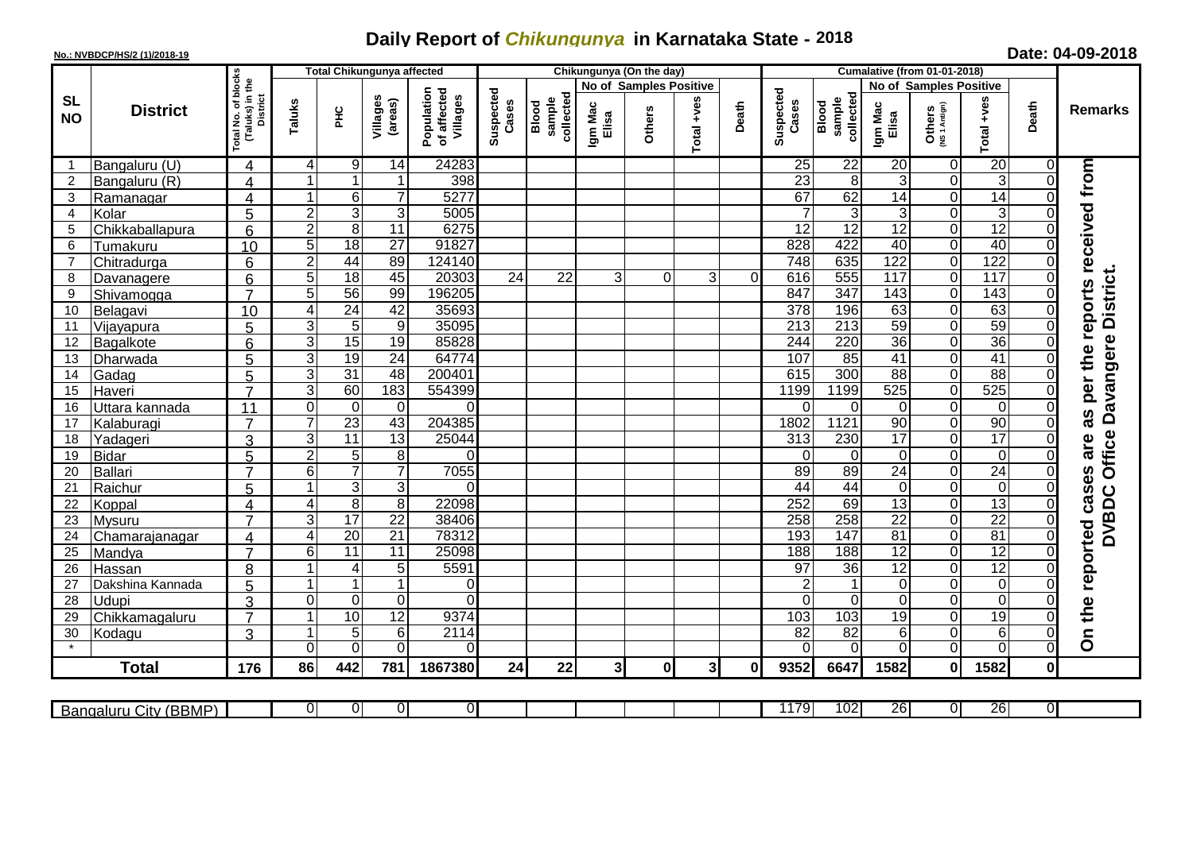# Daily Report of *Chikungunya* in Karnataka State - 2018

**No.: NVBDCP/HS/2 (1)/2018-19**

**Date: 04-09-2018**

| SL NO | District | Total No. of blocks (Taluks) in the District | Total Chikungunya affected | | | | Chikungunya (On the day) | | | | | | | Cumalative (from 01-01-2018) | | | | | | | Remarks |
|---|---|---|---|---|---|---|---|---|---|---|---|---|---|---|---|---|---|---|---|---|---|
| | | | Taluks | PHC | Villages (areas) | Population of affected Villages | Suspected Cases | Blood sample collected | No of Samples Positive | | | Death | Suspected Cases | Blood sample collected | No of Samples Positive | | | Death | |
| | | | | | | | | | Igm Mac Elisa | Others | Total +ves | | | | Igm Mac Elisa | Others (NS 1 Antign) | Total +ves | | |
| 1 | Bangaluru (U) | 4 | 4 | 9 | 14 | 24283 | | | | | | | 25 | 22 | 20 | 0 | 20 | 0 | On the reported cases are as per the reports received from DVBDC Office Davangere District. |
| 2 | Bangaluru (R) | 4 | 1 | 1 | 1 | 398 | | | | | | | 23 | 8 | 3 | 0 | 3 | 0 | |
| 3 | Ramanagar | 4 | 1 | 6 | 7 | 5277 | | | | | | | 67 | 62 | 14 | 0 | 14 | 0 | |
| 4 | Kolar | 5 | 2 | 3 | 3 | 5005 | | | | | | | 7 | 3 | 3 | 0 | 3 | 0 | |
| 5 | Chikkaballapura | 6 | 2 | 8 | 11 | 6275 | | | | | | | 12 | 12 | 12 | 0 | 12 | 0 | |
| 6 | Tumakuru | 10 | 5 | 18 | 27 | 91827 | | | | | | | 828 | 422 | 40 | 0 | 40 | 0 | |
| 7 | Chitradurga | 6 | 2 | 44 | 89 | 124140 | | | | | | | 748 | 635 | 122 | 0 | 122 | 0 | |
| 8 | Davanagere | 6 | 5 | 18 | 45 | 20303 | 24 | 22 | 3 | 0 | 3 | 0 | 616 | 555 | 117 | 0 | 117 | 0 | |
| 9 | Shivamogga | 7 | 5 | 56 | 99 | 196205 | | | | | | | 847 | 347 | 143 | 0 | 143 | 0 | |
| 10 | Belagavi | 10 | 4 | 24 | 42 | 35693 | | | | | | | 378 | 196 | 63 | 0 | 63 | 0 | |
| 11 | Vijayapura | 5 | 3 | 5 | 9 | 35095 | | | | | | | 213 | 213 | 59 | 0 | 59 | 0 | |
| 12 | Bagalkote | 6 | 3 | 15 | 19 | 85828 | | | | | | | 244 | 220 | 36 | 0 | 36 | 0 | |
| 13 | Dharwada | 5 | 3 | 19 | 24 | 64774 | | | | | | | 107 | 85 | 41 | 0 | 41 | 0 | |
| 14 | Gadag | 5 | 3 | 31 | 48 | 200401 | | | | | | | 615 | 300 | 88 | 0 | 88 | 0 | |
| 15 | Haveri | 7 | 3 | 60 | 183 | 554399 | | | | | | | 1199 | 1199 | 525 | 0 | 525 | 0 | |
| 16 | Uttara kannada | 11 | 0 | 0 | 0 | 0 | | | | | | | 0 | 0 | 0 | 0 | 0 | 0 | |
| 17 | Kalaburagi | 7 | 7 | 23 | 43 | 204385 | | | | | | | 1802 | 1121 | 90 | 0 | 90 | 0 | |
| 18 | Yadageri | 3 | 3 | 11 | 13 | 25044 | | | | | | | 313 | 230 | 17 | 0 | 17 | 0 | |
| 19 | Bidar | 5 | 2 | 5 | 8 | 0 | | | | | | | 0 | 0 | 0 | 0 | 0 | 0 | |
| 20 | Ballari | 7 | 6 | 7 | 7 | 7055 | | | | | | | 89 | 89 | 24 | 0 | 24 | 0 | |
| 21 | Raichur | 5 | 1 | 3 | 3 | 0 | | | | | | | 44 | 44 | 0 | 0 | 0 | 0 | |
| 22 | Koppal | 4 | 4 | 8 | 8 | 22098 | | | | | | | 252 | 69 | 13 | 0 | 13 | 0 | |
| 23 | Mysuru | 7 | 3 | 17 | 22 | 38406 | | | | | | | 258 | 258 | 22 | 0 | 22 | 0 | |
| 24 | Chamarajanagar | 4 | 4 | 20 | 21 | 78312 | | | | | | | 193 | 147 | 81 | 0 | 81 | 0 | |
| 25 | Mandya | 7 | 6 | 11 | 11 | 25098 | | | | | | | 188 | 188 | 12 | 0 | 12 | 0 | |
| 26 | Hassan | 8 | 1 | 4 | 5 | 5591 | | | | | | | 97 | 36 | 12 | 0 | 12 | 0 | |
| 27 | Dakshina Kannada | 5 | 1 | 1 | 1 | 0 | | | | | | | 2 | 1 | 0 | 0 | 0 | 0 | |
| 28 | Udupi | 3 | 0 | 0 | 0 | 0 | | | | | | | 0 | 0 | 0 | 0 | 0 | 0 | |
| 29 | Chikkamagaluru | 7 | 1 | 10 | 12 | 9374 | | | | | | | 103 | 103 | 19 | 0 | 19 | 0 | |
| 30 | Kodagu | 3 | 1 | 5 | 6 | 2114 | | | | | | | 82 | 82 | 6 | 0 | 6 | 0 | |
| * | | | 0 | 0 | 0 | 0 | | | | | | | 0 | 0 | 0 | 0 | 0 | 0 | |
| **Total** | | **176** | **86** | **442** | **781** | **1867380** | **24** | **22** | **3** | **0** | **3** | **0** | **9352** | **6647** | **1582** | **0** | **1582** | **0** | |

| | | | | | | | | | | | | | | | | | | |
|---|---|---|---|---|---|---|---|---|---|---|---|---|---|---|---|---|---|---|
| Bangaluru City (BBMP) | | 0 | 0 | 0 | 0 | | | | | | | 1179 | 102 | 26 | 0 | 26 | 0 | |